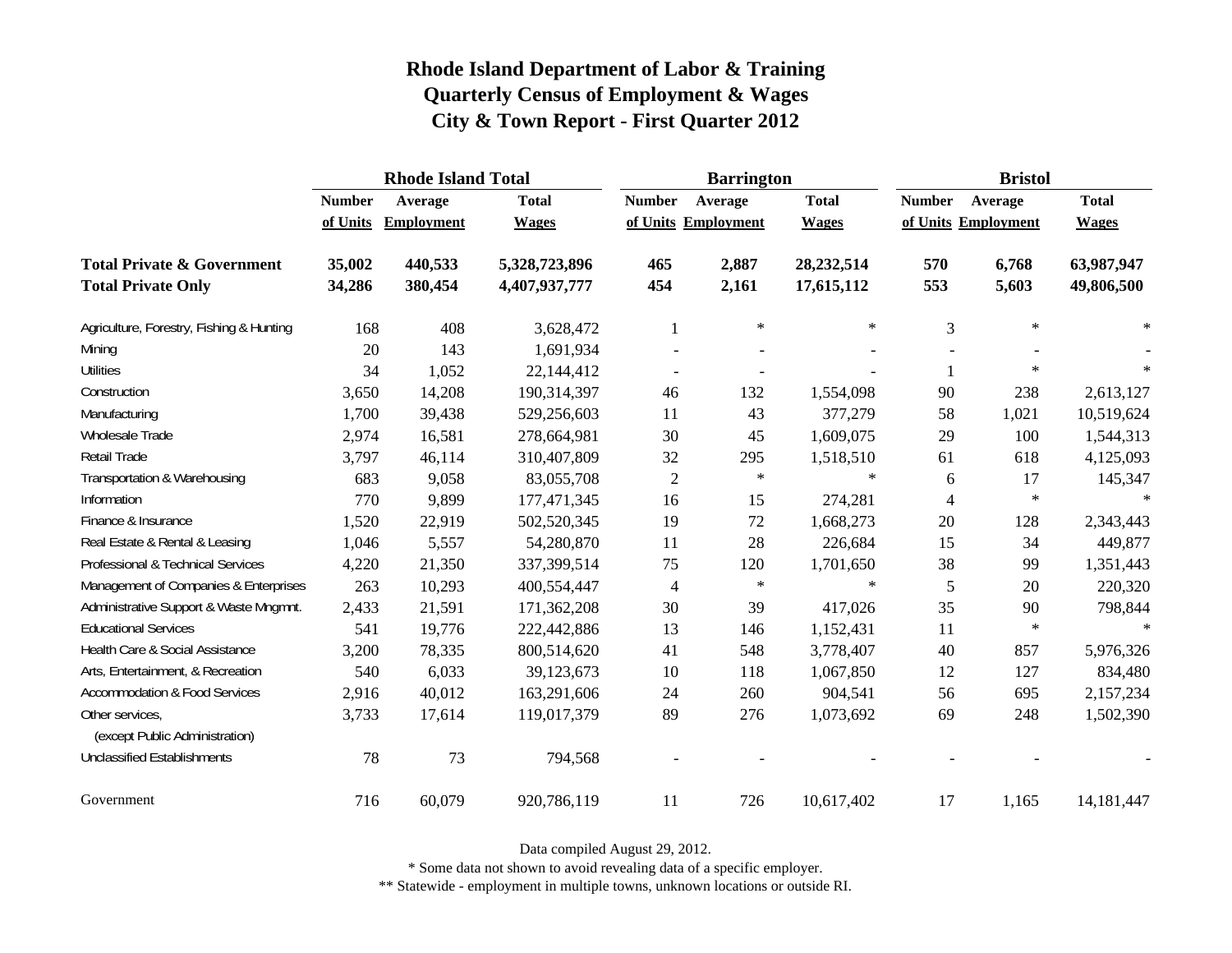# Rhode Island Department of Labor & Training
## Quarterly Census of Employment & Wages
## City & Town Report - First Quarter 2012

| | Rhode Island Total | | | Barrington | | | Bristol | | |
|---|---|---|---|---|---|---|---|---|---|
| | Number of Units | Average Employment | Total Wages | Number of Units | Average Employment | Total Wages | Number of Units | Average Employment | Total Wages |
| **Total Private & Government** | **35,002** | **440,533** | **5,328,723,896** | **465** | **2,887** | **28,232,514** | **570** | **6,768** | **63,987,947** |
| **Total Private Only** | **34,286** | **380,454** | **4,407,937,777** | **454** | **2,161** | **17,615,112** | **553** | **5,603** | **49,806,500** |
| Agriculture, Forestry, Fishing & Hunting | 168 | 408 | 3,628,472 | 1 | * | * | 3 | * | * |
| Mining | 20 | 143 | 1,691,934 | - | - | - | - | - | - |
| Utilities | 34 | 1,052 | 22,144,412 | - | - | - | 1 | * | * |
| Construction | 3,650 | 14,208 | 190,314,397 | 46 | 132 | 1,554,098 | 90 | 238 | 2,613,127 |
| Manufacturing | 1,700 | 39,438 | 529,256,603 | 11 | 43 | 377,279 | 58 | 1,021 | 10,519,624 |
| Wholesale Trade | 2,974 | 16,581 | 278,664,981 | 30 | 45 | 1,609,075 | 29 | 100 | 1,544,313 |
| Retail Trade | 3,797 | 46,114 | 310,407,809 | 32 | 295 | 1,518,510 | 61 | 618 | 4,125,093 |
| Transportation & Warehousing | 683 | 9,058 | 83,055,708 | 2 | * | * | 6 | 17 | 145,347 |
| Information | 770 | 9,899 | 177,471,345 | 16 | 15 | 274,281 | 4 | * | * |
| Finance & Insurance | 1,520 | 22,919 | 502,520,345 | 19 | 72 | 1,668,273 | 20 | 128 | 2,343,443 |
| Real Estate & Rental & Leasing | 1,046 | 5,557 | 54,280,870 | 11 | 28 | 226,684 | 15 | 34 | 449,877 |
| Professional & Technical Services | 4,220 | 21,350 | 337,399,514 | 75 | 120 | 1,701,650 | 38 | 99 | 1,351,443 |
| Management of Companies & Enterprises | 263 | 10,293 | 400,554,447 | 4 | * | * | 5 | 20 | 220,320 |
| Administrative Support & Waste Mngmnt. | 2,433 | 21,591 | 171,362,208 | 30 | 39 | 417,026 | 35 | 90 | 798,844 |
| Educational Services | 541 | 19,776 | 222,442,886 | 13 | 146 | 1,152,431 | 11 | * | * |
| Health Care & Social Assistance | 3,200 | 78,335 | 800,514,620 | 41 | 548 | 3,778,407 | 40 | 857 | 5,976,326 |
| Arts, Entertainment, & Recreation | 540 | 6,033 | 39,123,673 | 10 | 118 | 1,067,850 | 12 | 127 | 834,480 |
| Accommodation & Food Services | 2,916 | 40,012 | 163,291,606 | 24 | 260 | 904,541 | 56 | 695 | 2,157,234 |
| Other services, (except Public Administration) | 3,733 | 17,614 | 119,017,379 | 89 | 276 | 1,073,692 | 69 | 248 | 1,502,390 |
| Unclassified Establishments | 78 | 73 | 794,568 | - | - | - | - | - | - |
| Government | 716 | 60,079 | 920,786,119 | 11 | 726 | 10,617,402 | 17 | 1,165 | 14,181,447 |

Data compiled August 29, 2012.

* Some data not shown to avoid revealing data of a specific employer.

** Statewide - employment in multiple towns, unknown locations or outside RI.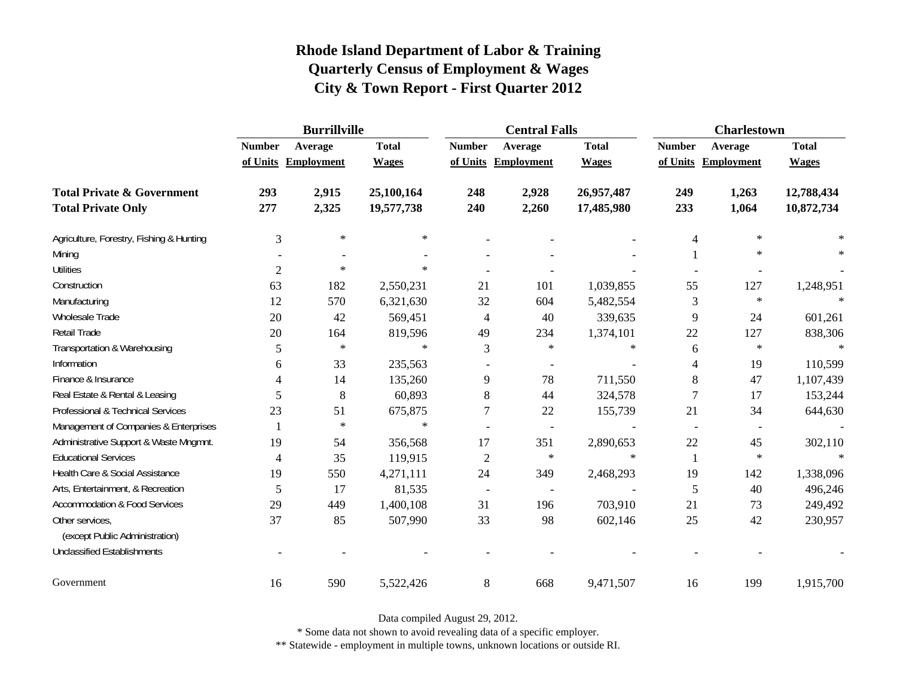# Rhode Island Department of Labor & Training
## Quarterly Census of Employment & Wages
## City & Town Report - First Quarter 2012

| | Burrillville | | | Central Falls | | | Charlestown | | |
|---|---|---|---|---|---|---|---|---|---|
| | Number of Units | Average Employment | Total Wages | Number of Units | Average Employment | Total Wages | Number of Units | Average Employment | Total Wages |
| **Total Private & Government** | **293** | **2,915** | **25,100,164** | **248** | **2,928** | **26,957,487** | **249** | **1,263** | **12,788,434** |
| **Total Private Only** | **277** | **2,325** | **19,577,738** | **240** | **2,260** | **17,485,980** | **233** | **1,064** | **10,872,734** |
| Agriculture, Forestry, Fishing & Hunting | 3 | * | * | - | - | - | 4 | * | * |
| Mining | - | - | - | - | - | - | 1 | * | * |
| Utilities | 2 | * | * | - | - | - | - | - | - |
| Construction | 63 | 182 | 2,550,231 | 21 | 101 | 1,039,855 | 55 | 127 | 1,248,951 |
| Manufacturing | 12 | 570 | 6,321,630 | 32 | 604 | 5,482,554 | 3 | * | * |
| Wholesale Trade | 20 | 42 | 569,451 | 4 | 40 | 339,635 | 9 | 24 | 601,261 |
| Retail Trade | 20 | 164 | 819,596 | 49 | 234 | 1,374,101 | 22 | 127 | 838,306 |
| Transportation & Warehousing | 5 | * | * | 3 | * | * | 6 | * | * |
| Information | 6 | 33 | 235,563 | - | - | - | 4 | 19 | 110,599 |
| Finance & Insurance | 4 | 14 | 135,260 | 9 | 78 | 711,550 | 8 | 47 | 1,107,439 |
| Real Estate & Rental & Leasing | 5 | 8 | 60,893 | 8 | 44 | 324,578 | 7 | 17 | 153,244 |
| Professional & Technical Services | 23 | 51 | 675,875 | 7 | 22 | 155,739 | 21 | 34 | 644,630 |
| Management of Companies & Enterprises | 1 | * | * | - | - | - | - | - | - |
| Administrative Support & Waste Mngmnt. | 19 | 54 | 356,568 | 17 | 351 | 2,890,653 | 22 | 45 | 302,110 |
| Educational Services | 4 | 35 | 119,915 | 2 | * | * | 1 | * | * |
| Health Care & Social Assistance | 19 | 550 | 4,271,111 | 24 | 349 | 2,468,293 | 19 | 142 | 1,338,096 |
| Arts, Entertainment, & Recreation | 5 | 17 | 81,535 | - | - | - | 5 | 40 | 496,246 |
| Accommodation & Food Services | 29 | 449 | 1,400,108 | 31 | 196 | 703,910 | 21 | 73 | 249,492 |
| Other services, (except Public Administration) | 37 | 85 | 507,990 | 33 | 98 | 602,146 | 25 | 42 | 230,957 |
| Unclassified Establishments | - | - | - | - | - | - | - | - | - |
| Government | 16 | 590 | 5,522,426 | 8 | 668 | 9,471,507 | 16 | 199 | 1,915,700 |

Data compiled August 29, 2012.

* Some data not shown to avoid revealing data of a specific employer.

** Statewide - employment in multiple towns, unknown locations or outside RI.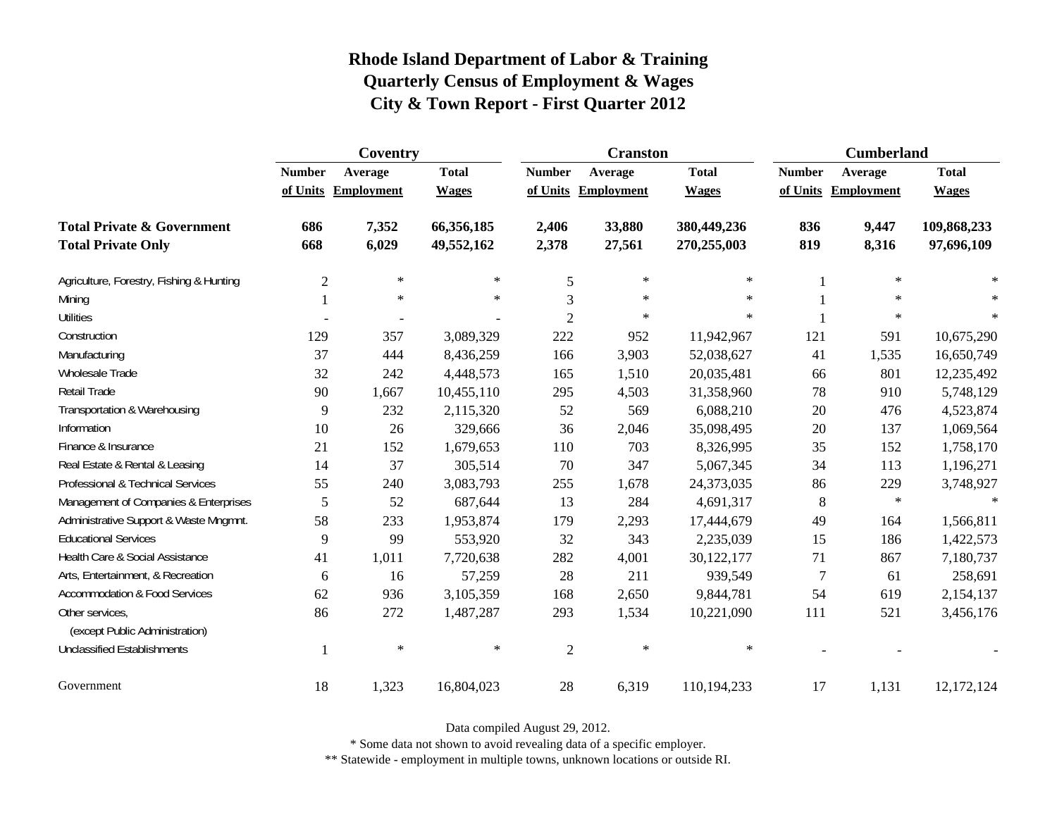# Rhode Island Department of Labor & Training
## Quarterly Census of Employment & Wages
## City & Town Report - First Quarter 2012

| | Coventry | | | Cranston | | | Cumberland | | |
|---|---|---|---|---|---|---|---|---|---|
| | Number of Units | Average Employment | Total Wages | Number of Units | Average Employment | Total Wages | Number of Units | Average Employment | Total Wages |
| **Total Private & Government** | **686** | **7,352** | **66,356,185** | **2,406** | **33,880** | **380,449,236** | **836** | **9,447** | **109,868,233** |
| **Total Private Only** | **668** | **6,029** | **49,552,162** | **2,378** | **27,561** | **270,255,003** | **819** | **8,316** | **97,696,109** |
| Agriculture, Forestry, Fishing & Hunting | 2 | * | * | 5 | * | * | 1 | * | * |
| Mining | 1 | * | * | 3 | * | * | 1 | * | * |
| Utilities | - | - | - | 2 | * | * | 1 | * | * |
| Construction | 129 | 357 | 3,089,329 | 222 | 952 | 11,942,967 | 121 | 591 | 10,675,290 |
| Manufacturing | 37 | 444 | 8,436,259 | 166 | 3,903 | 52,038,627 | 41 | 1,535 | 16,650,749 |
| Wholesale Trade | 32 | 242 | 4,448,573 | 165 | 1,510 | 20,035,481 | 66 | 801 | 12,235,492 |
| Retail Trade | 90 | 1,667 | 10,455,110 | 295 | 4,503 | 31,358,960 | 78 | 910 | 5,748,129 |
| Transportation & Warehousing | 9 | 232 | 2,115,320 | 52 | 569 | 6,088,210 | 20 | 476 | 4,523,874 |
| Information | 10 | 26 | 329,666 | 36 | 2,046 | 35,098,495 | 20 | 137 | 1,069,564 |
| Finance & Insurance | 21 | 152 | 1,679,653 | 110 | 703 | 8,326,995 | 35 | 152 | 1,758,170 |
| Real Estate & Rental & Leasing | 14 | 37 | 305,514 | 70 | 347 | 5,067,345 | 34 | 113 | 1,196,271 |
| Professional & Technical Services | 55 | 240 | 3,083,793 | 255 | 1,678 | 24,373,035 | 86 | 229 | 3,748,927 |
| Management of Companies & Enterprises | 5 | 52 | 687,644 | 13 | 284 | 4,691,317 | 8 | * | * |
| Administrative Support & Waste Mngmnt. | 58 | 233 | 1,953,874 | 179 | 2,293 | 17,444,679 | 49 | 164 | 1,566,811 |
| Educational Services | 9 | 99 | 553,920 | 32 | 343 | 2,235,039 | 15 | 186 | 1,422,573 |
| Health Care & Social Assistance | 41 | 1,011 | 7,720,638 | 282 | 4,001 | 30,122,177 | 71 | 867 | 7,180,737 |
| Arts, Entertainment, & Recreation | 6 | 16 | 57,259 | 28 | 211 | 939,549 | 7 | 61 | 258,691 |
| Accommodation & Food Services | 62 | 936 | 3,105,359 | 168 | 2,650 | 9,844,781 | 54 | 619 | 2,154,137 |
| Other services, (except Public Administration) | 86 | 272 | 1,487,287 | 293 | 1,534 | 10,221,090 | 111 | 521 | 3,456,176 |
| Unclassified Establishments | 1 | * | * | 2 | * | * | - | - | - |
| Government | 18 | 1,323 | 16,804,023 | 28 | 6,319 | 110,194,233 | 17 | 1,131 | 12,172,124 |

Data compiled August 29, 2012.

* Some data not shown to avoid revealing data of a specific employer.

** Statewide - employment in multiple towns, unknown locations or outside RI.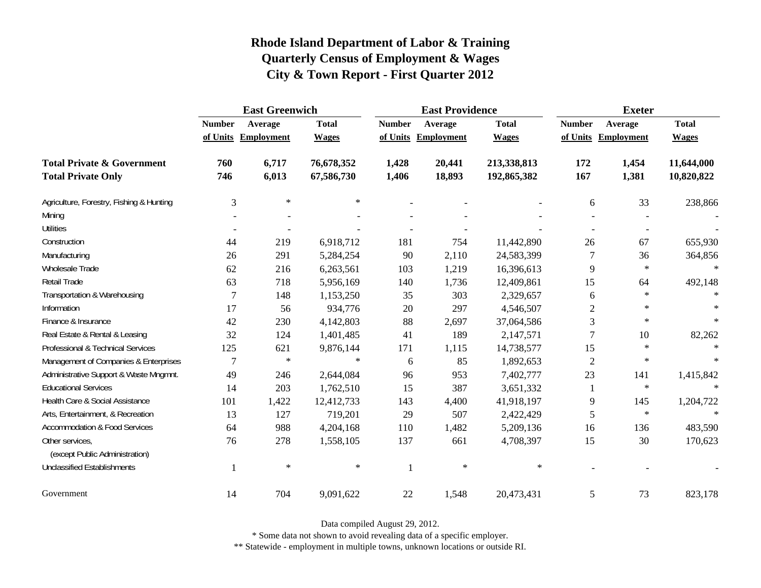# Rhode Island Department of Labor & Training
## Quarterly Census of Employment & Wages
## City & Town Report - First Quarter 2012

| | East Greenwich | | | East Providence | | | Exeter | | |
|---|---|---|---|---|---|---|---|---|---|
| | Number of Units | Average Employment | Total Wages | Number of Units | Average Employment | Total Wages | Number of Units | Average Employment | Total Wages |
| **Total Private & Government** | **760** | **6,717** | **76,678,352** | **1,428** | **20,441** | **213,338,813** | **172** | **1,454** | **11,644,000** |
| **Total Private Only** | **746** | **6,013** | **67,586,730** | **1,406** | **18,893** | **192,865,382** | **167** | **1,381** | **10,820,822** |
| Agriculture, Forestry, Fishing & Hunting | 3 | * | * | - | - | - | 6 | 33 | 238,866 |
| Mining | - | - | - | - | - | - | - | - | - |
| Utilities | - | - | - | - | - | - | - | - | - |
| Construction | 44 | 219 | 6,918,712 | 181 | 754 | 11,442,890 | 26 | 67 | 655,930 |
| Manufacturing | 26 | 291 | 5,284,254 | 90 | 2,110 | 24,583,399 | 7 | 36 | 364,856 |
| Wholesale Trade | 62 | 216 | 6,263,561 | 103 | 1,219 | 16,396,613 | 9 | * | * |
| Retail Trade | 63 | 718 | 5,956,169 | 140 | 1,736 | 12,409,861 | 15 | 64 | 492,148 |
| Transportation & Warehousing | 7 | 148 | 1,153,250 | 35 | 303 | 2,329,657 | 6 | * | * |
| Information | 17 | 56 | 934,776 | 20 | 297 | 4,546,507 | 2 | * | * |
| Finance & Insurance | 42 | 230 | 4,142,803 | 88 | 2,697 | 37,064,586 | 3 | * | * |
| Real Estate & Rental & Leasing | 32 | 124 | 1,401,485 | 41 | 189 | 2,147,571 | 7 | 10 | 82,262 |
| Professional & Technical Services | 125 | 621 | 9,876,144 | 171 | 1,115 | 14,738,577 | 15 | * | * |
| Management of Companies & Enterprises | 7 | * | * | 6 | 85 | 1,892,653 | 2 | * | * |
| Administrative Support & Waste Mngmnt. | 49 | 246 | 2,644,084 | 96 | 953 | 7,402,777 | 23 | 141 | 1,415,842 |
| Educational Services | 14 | 203 | 1,762,510 | 15 | 387 | 3,651,332 | 1 | * | * |
| Health Care & Social Assistance | 101 | 1,422 | 12,412,733 | 143 | 4,400 | 41,918,197 | 9 | 145 | 1,204,722 |
| Arts, Entertainment, & Recreation | 13 | 127 | 719,201 | 29 | 507 | 2,422,429 | 5 | * | * |
| Accommodation & Food Services | 64 | 988 | 4,204,168 | 110 | 1,482 | 5,209,136 | 16 | 136 | 483,590 |
| Other services, (except Public Administration) | 76 | 278 | 1,558,105 | 137 | 661 | 4,708,397 | 15 | 30 | 170,623 |
| Unclassified Establishments | 1 | * | * | 1 | * | * | - | - | - |
| Government | 14 | 704 | 9,091,622 | 22 | 1,548 | 20,473,431 | 5 | 73 | 823,178 |

Data compiled August 29, 2012.

* Some data not shown to avoid revealing data of a specific employer.

** Statewide - employment in multiple towns, unknown locations or outside RI.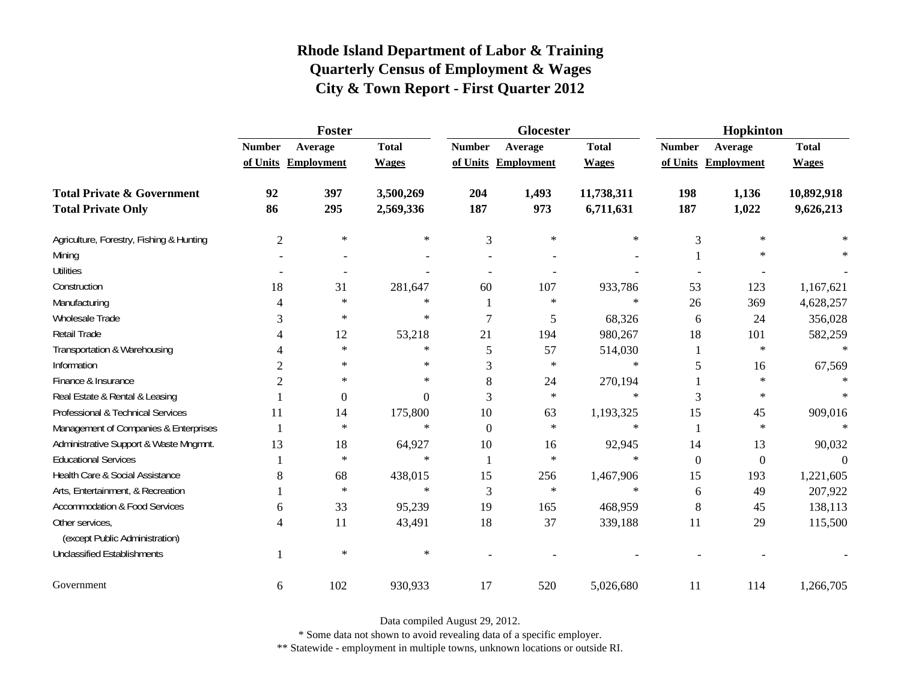# Rhode Island Department of Labor & Training
## Quarterly Census of Employment & Wages
## City & Town Report - First Quarter 2012

| | Foster | | | Glocester | | | Hopkinton | | |
|---|---|---|---|---|---|---|---|---|---|
| | Number of Units | Average Employment | Total Wages | Number of Units | Average Employment | Total Wages | Number of Units | Average Employment | Total Wages |
| **Total Private & Government** | **92** | **397** | **3,500,269** | **204** | **1,493** | **11,738,311** | **198** | **1,136** | **10,892,918** |
| **Total Private Only** | **86** | **295** | **2,569,336** | **187** | **973** | **6,711,631** | **187** | **1,022** | **9,626,213** |
| Agriculture, Forestry, Fishing & Hunting | 2 | * | * | 3 | * | * | 3 | * | * |
| Mining | - | - | - | - | - | - | 1 | * | * |
| Utilities | - | - | - | - | - | - | - | - | - |
| Construction | 18 | 31 | 281,647 | 60 | 107 | 933,786 | 53 | 123 | 1,167,621 |
| Manufacturing | 4 | * | * | 1 | * | * | 26 | 369 | 4,628,257 |
| Wholesale Trade | 3 | * | * | 7 | 5 | 68,326 | 6 | 24 | 356,028 |
| Retail Trade | 4 | 12 | 53,218 | 21 | 194 | 980,267 | 18 | 101 | 582,259 |
| Transportation & Warehousing | 4 | * | * | 5 | 57 | 514,030 | 1 | * | * |
| Information | 2 | * | * | 3 | * | * | 5 | 16 | 67,569 |
| Finance & Insurance | 2 | * | * | 8 | 24 | 270,194 | 1 | * | * |
| Real Estate & Rental & Leasing | 1 | 0 | 0 | 3 | * | * | 3 | * | * |
| Professional & Technical Services | 11 | 14 | 175,800 | 10 | 63 | 1,193,325 | 15 | 45 | 909,016 |
| Management of Companies & Enterprises | 1 | * | * | 0 | * | * | 1 | * | * |
| Administrative Support & Waste Mngmnt. | 13 | 18 | 64,927 | 10 | 16 | 92,945 | 14 | 13 | 90,032 |
| Educational Services | 1 | * | * | 1 | * | * | 0 | 0 | 0 |
| Health Care & Social Assistance | 8 | 68 | 438,015 | 15 | 256 | 1,467,906 | 15 | 193 | 1,221,605 |
| Arts, Entertainment, & Recreation | 1 | * | * | 3 | * | * | 6 | 49 | 207,922 |
| Accommodation & Food Services | 6 | 33 | 95,239 | 19 | 165 | 468,959 | 8 | 45 | 138,113 |
| Other services, (except Public Administration) | 4 | 11 | 43,491 | 18 | 37 | 339,188 | 11 | 29 | 115,500 |
| Unclassified Establishments | 1 | * | * | - | - | - | - | - | - |
| Government | 6 | 102 | 930,933 | 17 | 520 | 5,026,680 | 11 | 114 | 1,266,705 |

Data compiled August 29, 2012.

* Some data not shown to avoid revealing data of a specific employer.

** Statewide - employment in multiple towns, unknown locations or outside RI.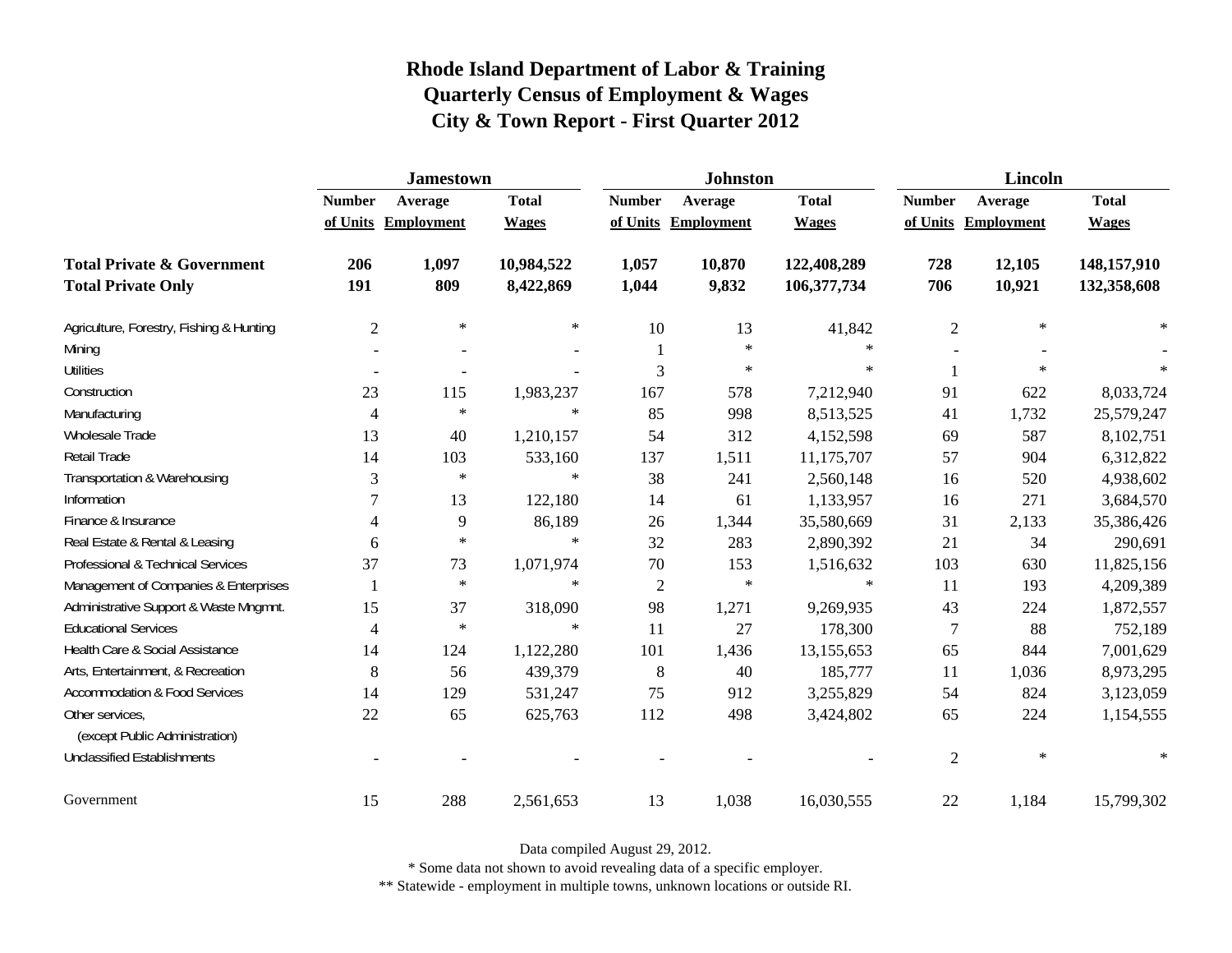# Rhode Island Department of Labor & Training
# Quarterly Census of Employment & Wages
# City & Town Report - First Quarter 2012

| | Jamestown | | | Johnston | | | Lincoln | | |
|---|---|---|---|---|---|---|---|---|---|
| | Number of Units | Average Employment | Total Wages | Number of Units | Average Employment | Total Wages | Number of Units | Average Employment | Total Wages |
| **Total Private & Government** | **206** | **1,097** | **10,984,522** | **1,057** | **10,870** | **122,408,289** | **728** | **12,105** | **148,157,910** |
| **Total Private Only** | **191** | **809** | **8,422,869** | **1,044** | **9,832** | **106,377,734** | **706** | **10,921** | **132,358,608** |
| Agriculture, Forestry, Fishing & Hunting | 2 | * | * | 10 | 13 | 41,842 | 2 | * | * |
| Mining | - | - | - | 1 | * | * | - | - | - |
| Utilities | - | - | - | 3 | * | * | 1 | * | * |
| Construction | 23 | 115 | 1,983,237 | 167 | 578 | 7,212,940 | 91 | 622 | 8,033,724 |
| Manufacturing | 4 | * | * | 85 | 998 | 8,513,525 | 41 | 1,732 | 25,579,247 |
| Wholesale Trade | 13 | 40 | 1,210,157 | 54 | 312 | 4,152,598 | 69 | 587 | 8,102,751 |
| Retail Trade | 14 | 103 | 533,160 | 137 | 1,511 | 11,175,707 | 57 | 904 | 6,312,822 |
| Transportation & Warehousing | 3 | * | * | 38 | 241 | 2,560,148 | 16 | 520 | 4,938,602 |
| Information | 7 | 13 | 122,180 | 14 | 61 | 1,133,957 | 16 | 271 | 3,684,570 |
| Finance & Insurance | 4 | 9 | 86,189 | 26 | 1,344 | 35,580,669 | 31 | 2,133 | 35,386,426 |
| Real Estate & Rental & Leasing | 6 | * | * | 32 | 283 | 2,890,392 | 21 | 34 | 290,691 |
| Professional & Technical Services | 37 | 73 | 1,071,974 | 70 | 153 | 1,516,632 | 103 | 630 | 11,825,156 |
| Management of Companies & Enterprises | 1 | * | * | 2 | * | * | 11 | 193 | 4,209,389 |
| Administrative Support & Waste Mngmnt. | 15 | 37 | 318,090 | 98 | 1,271 | 9,269,935 | 43 | 224 | 1,872,557 |
| Educational Services | 4 | * | * | 11 | 27 | 178,300 | 7 | 88 | 752,189 |
| Health Care & Social Assistance | 14 | 124 | 1,122,280 | 101 | 1,436 | 13,155,653 | 65 | 844 | 7,001,629 |
| Arts, Entertainment, & Recreation | 8 | 56 | 439,379 | 8 | 40 | 185,777 | 11 | 1,036 | 8,973,295 |
| Accommodation & Food Services | 14 | 129 | 531,247 | 75 | 912 | 3,255,829 | 54 | 824 | 3,123,059 |
| Other services, (except Public Administration) | 22 | 65 | 625,763 | 112 | 498 | 3,424,802 | 65 | 224 | 1,154,555 |
| Unclassified Establishments | - | - | - | - | - | - | 2 | * | * |
| Government | 15 | 288 | 2,561,653 | 13 | 1,038 | 16,030,555 | 22 | 1,184 | 15,799,302 |

Data compiled August 29, 2012.

* Some data not shown to avoid revealing data of a specific employer.

** Statewide - employment in multiple towns, unknown locations or outside RI.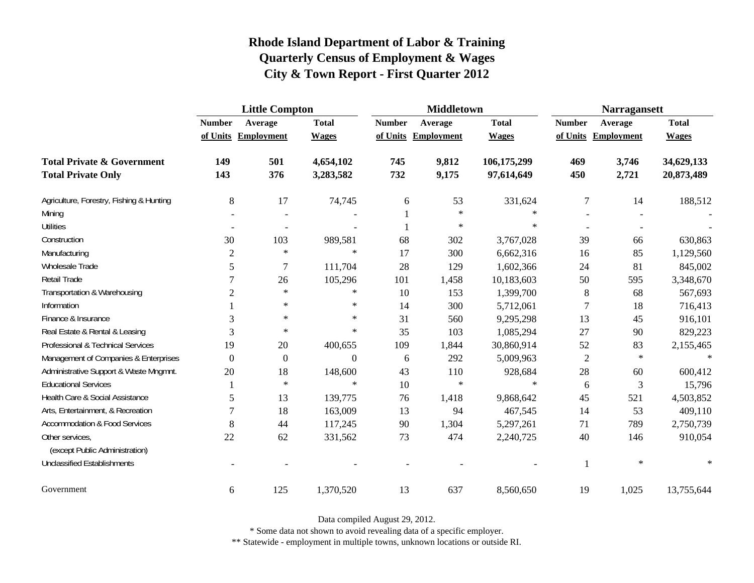# Rhode Island Department of Labor & Training
## Quarterly Census of Employment & Wages
## City & Town Report - First Quarter 2012

| | Little Compton | | | Middletown | | | Narragansett | | |
|---|---|---|---|---|---|---|---|---|---|
| | Number of Units | Average Employment | Total Wages | Number of Units | Average Employment | Total Wages | Number of Units | Average Employment | Total Wages |
| **Total Private & Government** | **149** | **501** | **4,654,102** | **745** | **9,812** | **106,175,299** | **469** | **3,746** | **34,629,133** |
| **Total Private Only** | **143** | **376** | **3,283,582** | **732** | **9,175** | **97,614,649** | **450** | **2,721** | **20,873,489** |
| Agriculture, Forestry, Fishing & Hunting | 8 | 17 | 74,745 | 6 | 53 | 331,624 | 7 | 14 | 188,512 |
| Mining | - | - | - | 1 | * | * | - | - | - |
| Utilities | - | - | - | 1 | * | * | - | - | - |
| Construction | 30 | 103 | 989,581 | 68 | 302 | 3,767,028 | 39 | 66 | 630,863 |
| Manufacturing | 2 | * | * | 17 | 300 | 6,662,316 | 16 | 85 | 1,129,560 |
| Wholesale Trade | 5 | 7 | 111,704 | 28 | 129 | 1,602,366 | 24 | 81 | 845,002 |
| Retail Trade | 7 | 26 | 105,296 | 101 | 1,458 | 10,183,603 | 50 | 595 | 3,348,670 |
| Transportation & Warehousing | 2 | * | * | 10 | 153 | 1,399,700 | 8 | 68 | 567,693 |
| Information | 1 | * | * | 14 | 300 | 5,712,061 | 7 | 18 | 716,413 |
| Finance & Insurance | 3 | * | * | 31 | 560 | 9,295,298 | 13 | 45 | 916,101 |
| Real Estate & Rental & Leasing | 3 | * | * | 35 | 103 | 1,085,294 | 27 | 90 | 829,223 |
| Professional & Technical Services | 19 | 20 | 400,655 | 109 | 1,844 | 30,860,914 | 52 | 83 | 2,155,465 |
| Management of Companies & Enterprises | 0 | 0 | 0 | 6 | 292 | 5,009,963 | 2 | * | * |
| Administrative Support & Waste Mngmnt. | 20 | 18 | 148,600 | 43 | 110 | 928,684 | 28 | 60 | 600,412 |
| Educational Services | 1 | * | * | 10 | * | * | 6 | 3 | 15,796 |
| Health Care & Social Assistance | 5 | 13 | 139,775 | 76 | 1,418 | 9,868,642 | 45 | 521 | 4,503,852 |
| Arts, Entertainment, & Recreation | 7 | 18 | 163,009 | 13 | 94 | 467,545 | 14 | 53 | 409,110 |
| Accommodation & Food Services | 8 | 44 | 117,245 | 90 | 1,304 | 5,297,261 | 71 | 789 | 2,750,739 |
| Other services, (except Public Administration) | 22 | 62 | 331,562 | 73 | 474 | 2,240,725 | 40 | 146 | 910,054 |
| Unclassified Establishments | - | - | - | - | - | - | 1 | * | * |
| Government | 6 | 125 | 1,370,520 | 13 | 637 | 8,560,650 | 19 | 1,025 | 13,755,644 |

Data compiled August 29, 2012.

* Some data not shown to avoid revealing data of a specific employer.

** Statewide - employment in multiple towns, unknown locations or outside RI.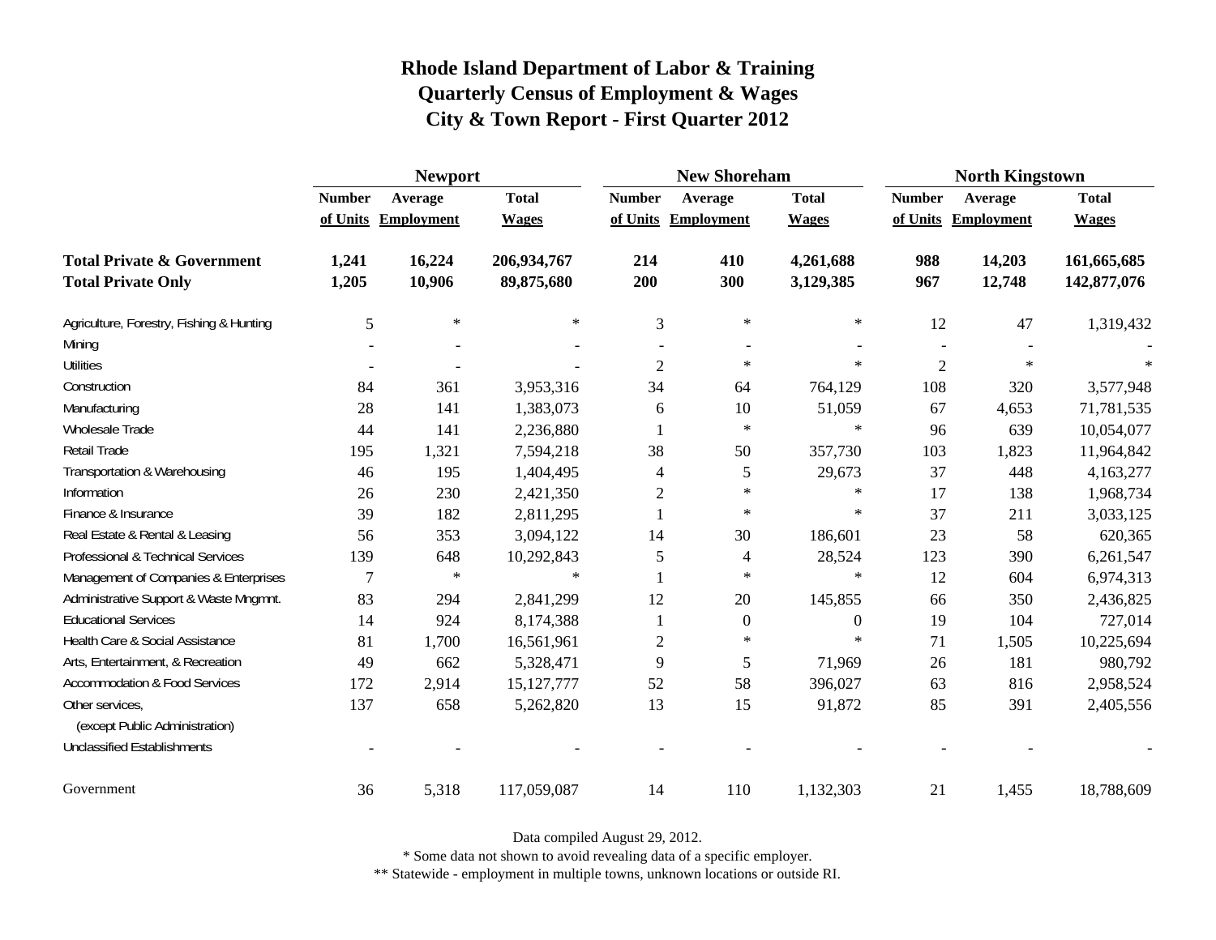# Rhode Island Department of Labor & Training
## Quarterly Census of Employment & Wages
## City & Town Report - First Quarter 2012

| | Newport | | | New Shoreham | | | North Kingstown | | |
|---|---|---|---|---|---|---|---|---|---|
| | Number of Units | Average Employment | Total Wages | Number of Units | Average Employment | Total Wages | Number of Units | Average Employment | Total Wages |
| **Total Private & Government** | **1,241** | **16,224** | **206,934,767** | **214** | **410** | **4,261,688** | **988** | **14,203** | **161,665,685** |
| **Total Private Only** | **1,205** | **10,906** | **89,875,680** | **200** | **300** | **3,129,385** | **967** | **12,748** | **142,877,076** |
| Agriculture, Forestry, Fishing & Hunting | 5 | * | * | 3 | * | * | 12 | 47 | 1,319,432 |
| Mining | - | - | - | - | - | - | - | - | - |
| Utilities | - | - | - | 2 | * | * | 2 | * | * |
| Construction | 84 | 361 | 3,953,316 | 34 | 64 | 764,129 | 108 | 320 | 3,577,948 |
| Manufacturing | 28 | 141 | 1,383,073 | 6 | 10 | 51,059 | 67 | 4,653 | 71,781,535 |
| Wholesale Trade | 44 | 141 | 2,236,880 | 1 | * | * | 96 | 639 | 10,054,077 |
| Retail Trade | 195 | 1,321 | 7,594,218 | 38 | 50 | 357,730 | 103 | 1,823 | 11,964,842 |
| Transportation & Warehousing | 46 | 195 | 1,404,495 | 4 | 5 | 29,673 | 37 | 448 | 4,163,277 |
| Information | 26 | 230 | 2,421,350 | 2 | * | * | 17 | 138 | 1,968,734 |
| Finance & Insurance | 39 | 182 | 2,811,295 | 1 | * | * | 37 | 211 | 3,033,125 |
| Real Estate & Rental & Leasing | 56 | 353 | 3,094,122 | 14 | 30 | 186,601 | 23 | 58 | 620,365 |
| Professional & Technical Services | 139 | 648 | 10,292,843 | 5 | 4 | 28,524 | 123 | 390 | 6,261,547 |
| Management of Companies & Enterprises | 7 | * | * | 1 | * | * | 12 | 604 | 6,974,313 |
| Administrative Support & Waste Mngmnt. | 83 | 294 | 2,841,299 | 12 | 20 | 145,855 | 66 | 350 | 2,436,825 |
| Educational Services | 14 | 924 | 8,174,388 | 1 | 0 | 0 | 19 | 104 | 727,014 |
| Health Care & Social Assistance | 81 | 1,700 | 16,561,961 | 2 | * | * | 71 | 1,505 | 10,225,694 |
| Arts, Entertainment, & Recreation | 49 | 662 | 5,328,471 | 9 | 5 | 71,969 | 26 | 181 | 980,792 |
| Accommodation & Food Services | 172 | 2,914 | 15,127,777 | 52 | 58 | 396,027 | 63 | 816 | 2,958,524 |
| Other services, (except Public Administration) | 137 | 658 | 5,262,820 | 13 | 15 | 91,872 | 85 | 391 | 2,405,556 |
| Unclassified Establishments | - | - | - | - | - | - | - | - | - |
| Government | 36 | 5,318 | 117,059,087 | 14 | 110 | 1,132,303 | 21 | 1,455 | 18,788,609 |

Data compiled August 29, 2012.

* Some data not shown to avoid revealing data of a specific employer.

** Statewide - employment in multiple towns, unknown locations or outside RI.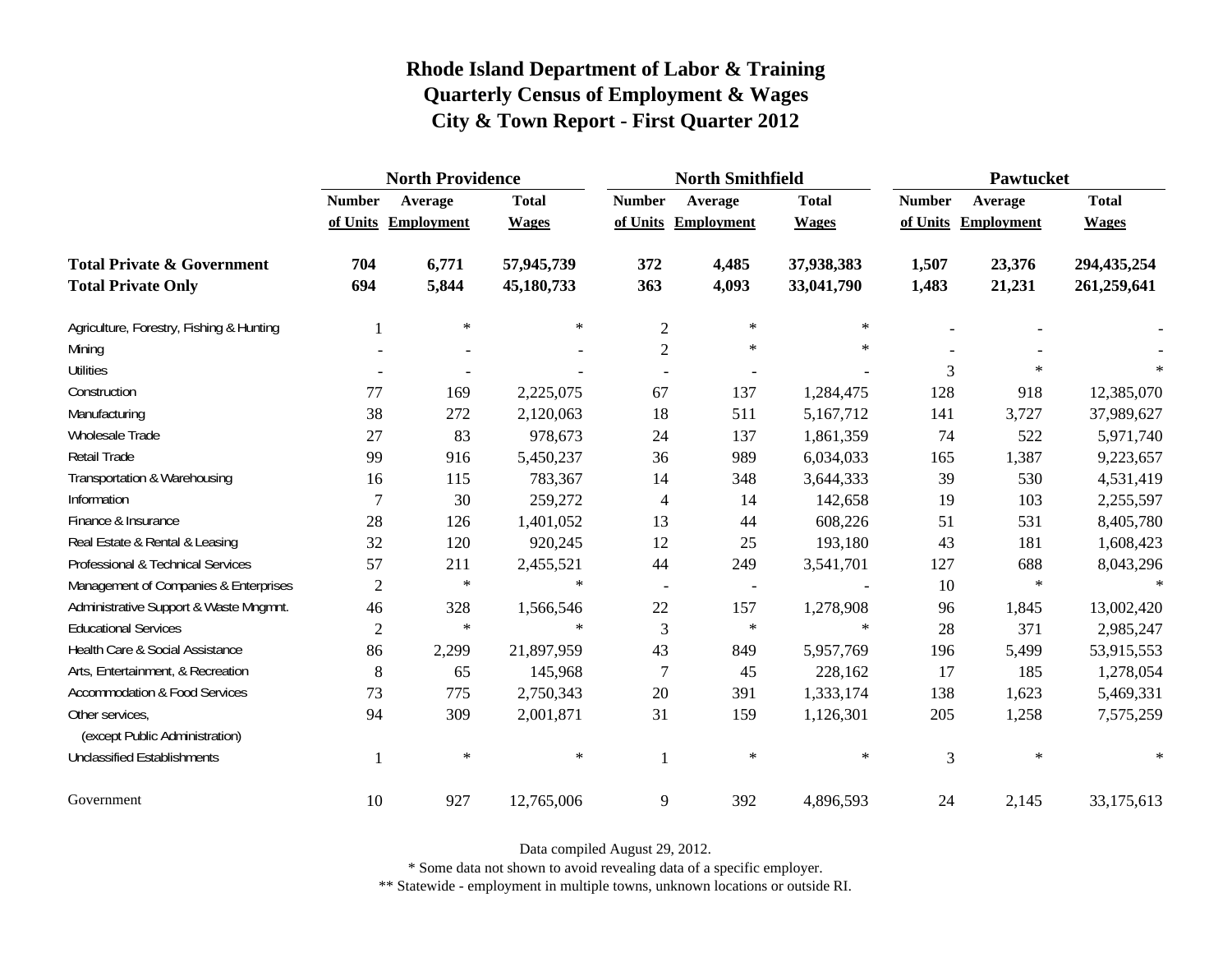# Rhode Island Department of Labor & Training
## Quarterly Census of Employment & Wages
## City & Town Report - First Quarter 2012

| | North Providence | | | North Smithfield | | | Pawtucket | | |
|---|---|---|---|---|---|---|---|---|---|
| | Number of Units | Average Employment | Total Wages | Number of Units | Average Employment | Total Wages | Number of Units | Average Employment | Total Wages |
| **Total Private & Government** | **704** | **6,771** | **57,945,739** | **372** | **4,485** | **37,938,383** | **1,507** | **23,376** | **294,435,254** |
| **Total Private Only** | **694** | **5,844** | **45,180,733** | **363** | **4,093** | **33,041,790** | **1,483** | **21,231** | **261,259,641** |
| Agriculture, Forestry, Fishing & Hunting | 1 | * | * | 2 | * | * | - | - | - |
| Mining | - | - | - | 2 | * | * | - | - | - |
| Utilities | - | - | - | - | - | - | 3 | * | * |
| Construction | 77 | 169 | 2,225,075 | 67 | 137 | 1,284,475 | 128 | 918 | 12,385,070 |
| Manufacturing | 38 | 272 | 2,120,063 | 18 | 511 | 5,167,712 | 141 | 3,727 | 37,989,627 |
| Wholesale Trade | 27 | 83 | 978,673 | 24 | 137 | 1,861,359 | 74 | 522 | 5,971,740 |
| Retail Trade | 99 | 916 | 5,450,237 | 36 | 989 | 6,034,033 | 165 | 1,387 | 9,223,657 |
| Transportation & Warehousing | 16 | 115 | 783,367 | 14 | 348 | 3,644,333 | 39 | 530 | 4,531,419 |
| Information | 7 | 30 | 259,272 | 4 | 14 | 142,658 | 19 | 103 | 2,255,597 |
| Finance & Insurance | 28 | 126 | 1,401,052 | 13 | 44 | 608,226 | 51 | 531 | 8,405,780 |
| Real Estate & Rental & Leasing | 32 | 120 | 920,245 | 12 | 25 | 193,180 | 43 | 181 | 1,608,423 |
| Professional & Technical Services | 57 | 211 | 2,455,521 | 44 | 249 | 3,541,701 | 127 | 688 | 8,043,296 |
| Management of Companies & Enterprises | 2 | * | * | - | - | - | 10 | * | * |
| Administrative Support & Waste Mngmnt. | 46 | 328 | 1,566,546 | 22 | 157 | 1,278,908 | 96 | 1,845 | 13,002,420 |
| Educational Services | 2 | * | * | 3 | * | * | 28 | 371 | 2,985,247 |
| Health Care & Social Assistance | 86 | 2,299 | 21,897,959 | 43 | 849 | 5,957,769 | 196 | 5,499 | 53,915,553 |
| Arts, Entertainment, & Recreation | 8 | 65 | 145,968 | 7 | 45 | 228,162 | 17 | 185 | 1,278,054 |
| Accommodation & Food Services | 73 | 775 | 2,750,343 | 20 | 391 | 1,333,174 | 138 | 1,623 | 5,469,331 |
| Other services, (except Public Administration) | 94 | 309 | 2,001,871 | 31 | 159 | 1,126,301 | 205 | 1,258 | 7,575,259 |
| Unclassified Establishments | 1 | * | * | 1 | * | * | 3 | * | * |
| Government | 10 | 927 | 12,765,006 | 9 | 392 | 4,896,593 | 24 | 2,145 | 33,175,613 |

Data compiled August 29, 2012.

* Some data not shown to avoid revealing data of a specific employer.

** Statewide - employment in multiple towns, unknown locations or outside RI.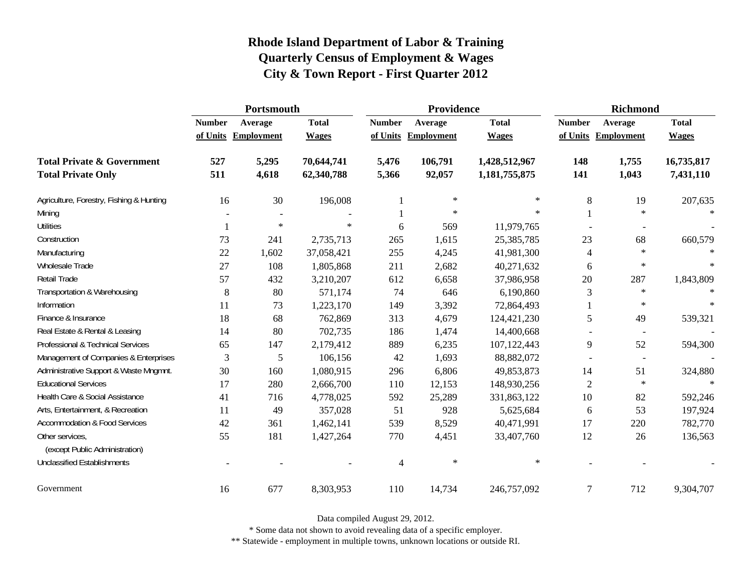# Rhode Island Department of Labor & Training
## Quarterly Census of Employment & Wages
## City & Town Report - First Quarter 2012

| | Portsmouth | | | Providence | | | Richmond | | |
|---|---|---|---|---|---|---|---|---|---|
| | Number of Units | Average Employment | Total Wages | Number of Units | Average Employment | Total Wages | Number of Units | Average Employment | Total Wages |
| **Total Private & Government** | **527** | **5,295** | **70,644,741** | **5,476** | **106,791** | **1,428,512,967** | **148** | **1,755** | **16,735,817** |
| **Total Private Only** | **511** | **4,618** | **62,340,788** | **5,366** | **92,057** | **1,181,755,875** | **141** | **1,043** | **7,431,110** |
| Agriculture, Forestry, Fishing & Hunting | 16 | 30 | 196,008 | 1 | * | * | 8 | 19 | 207,635 |
| Mining | - | - | - | 1 | * | * | 1 | * | * |
| Utilities | 1 | * | * | 6 | 569 | 11,979,765 | - | - | - |
| Construction | 73 | 241 | 2,735,713 | 265 | 1,615 | 25,385,785 | 23 | 68 | 660,579 |
| Manufacturing | 22 | 1,602 | 37,058,421 | 255 | 4,245 | 41,981,300 | 4 | * | * |
| Wholesale Trade | 27 | 108 | 1,805,868 | 211 | 2,682 | 40,271,632 | 6 | * | * |
| Retail Trade | 57 | 432 | 3,210,207 | 612 | 6,658 | 37,986,958 | 20 | 287 | 1,843,809 |
| Transportation & Warehousing | 8 | 80 | 571,174 | 74 | 646 | 6,190,860 | 3 | * | * |
| Information | 11 | 73 | 1,223,170 | 149 | 3,392 | 72,864,493 | 1 | * | * |
| Finance & Insurance | 18 | 68 | 762,869 | 313 | 4,679 | 124,421,230 | 5 | 49 | 539,321 |
| Real Estate & Rental & Leasing | 14 | 80 | 702,735 | 186 | 1,474 | 14,400,668 | - | - | - |
| Professional & Technical Services | 65 | 147 | 2,179,412 | 889 | 6,235 | 107,122,443 | 9 | 52 | 594,300 |
| Management of Companies & Enterprises | 3 | 5 | 106,156 | 42 | 1,693 | 88,882,072 | - | - | - |
| Administrative Support & Waste Mngmnt. | 30 | 160 | 1,080,915 | 296 | 6,806 | 49,853,873 | 14 | 51 | 324,880 |
| Educational Services | 17 | 280 | 2,666,700 | 110 | 12,153 | 148,930,256 | 2 | * | * |
| Health Care & Social Assistance | 41 | 716 | 4,778,025 | 592 | 25,289 | 331,863,122 | 10 | 82 | 592,246 |
| Arts, Entertainment, & Recreation | 11 | 49 | 357,028 | 51 | 928 | 5,625,684 | 6 | 53 | 197,924 |
| Accommodation & Food Services | 42 | 361 | 1,462,141 | 539 | 8,529 | 40,471,991 | 17 | 220 | 782,770 |
| Other services, (except Public Administration) | 55 | 181 | 1,427,264 | 770 | 4,451 | 33,407,760 | 12 | 26 | 136,563 |
| Unclassified Establishments | - | - | - | 4 | * | * | - | - | - |
| Government | 16 | 677 | 8,303,953 | 110 | 14,734 | 246,757,092 | 7 | 712 | 9,304,707 |

Data compiled August 29, 2012.

* Some data not shown to avoid revealing data of a specific employer.

** Statewide - employment in multiple towns, unknown locations or outside RI.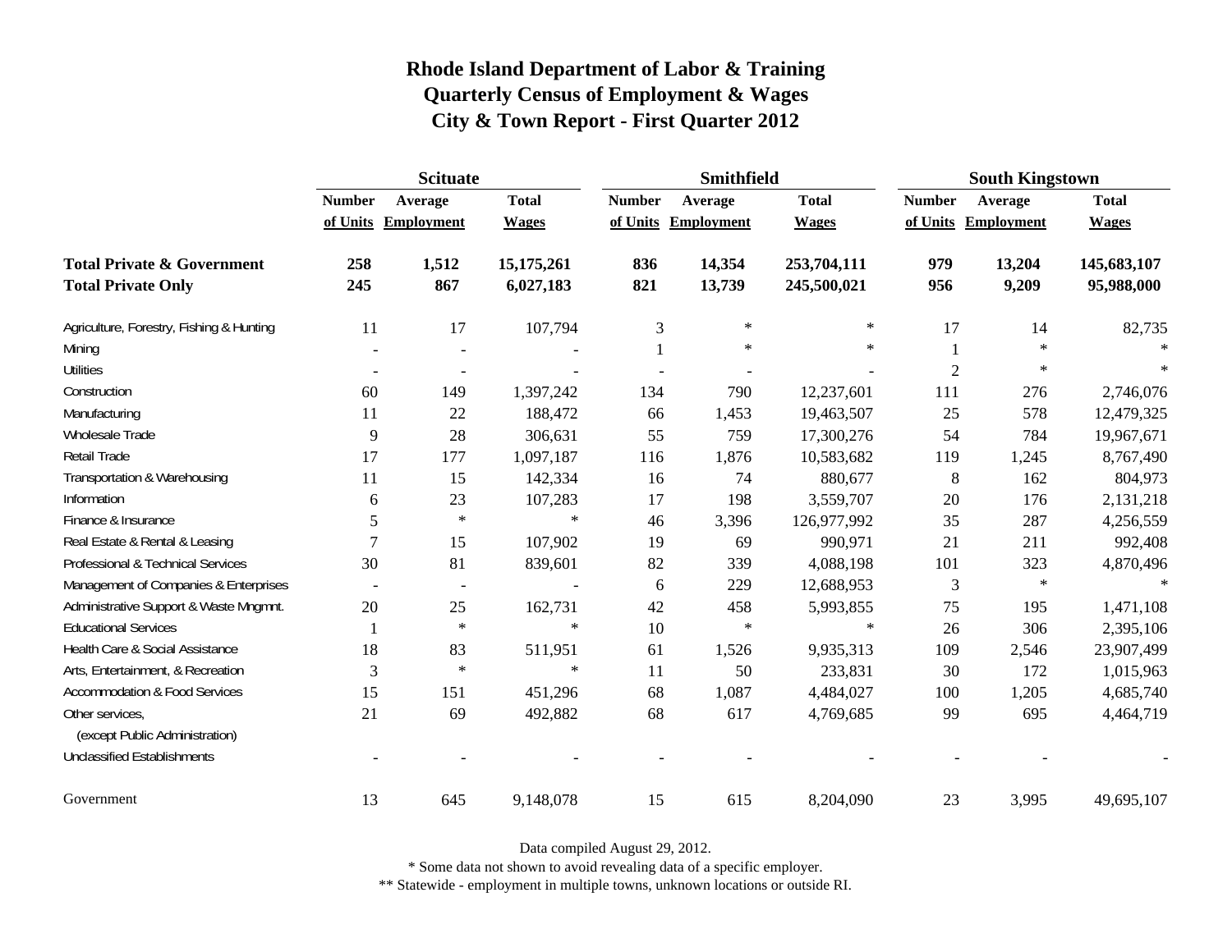# Rhode Island Department of Labor & Training
## Quarterly Census of Employment & Wages
## City & Town Report - First Quarter 2012

| | Scituate | | | Smithfield | | | South Kingstown | | |
|---|---|---|---|---|---|---|---|---|---|
| | Number of Units | Average Employment | Total Wages | Number of Units | Average Employment | Total Wages | Number of Units | Average Employment | Total Wages |
| **Total Private & Government** | **258** | **1,512** | **15,175,261** | **836** | **14,354** | **253,704,111** | **979** | **13,204** | **145,683,107** |
| **Total Private Only** | **245** | **867** | **6,027,183** | **821** | **13,739** | **245,500,021** | **956** | **9,209** | **95,988,000** |
| Agriculture, Forestry, Fishing & Hunting | 11 | 17 | 107,794 | 3 | * | * | 17 | 14 | 82,735 |
| Mining | - | - | - | 1 | * | * | 1 | * | * |
| Utilities | - | - | - | - | - | - | 2 | * | * |
| Construction | 60 | 149 | 1,397,242 | 134 | 790 | 12,237,601 | 111 | 276 | 2,746,076 |
| Manufacturing | 11 | 22 | 188,472 | 66 | 1,453 | 19,463,507 | 25 | 578 | 12,479,325 |
| Wholesale Trade | 9 | 28 | 306,631 | 55 | 759 | 17,300,276 | 54 | 784 | 19,967,671 |
| Retail Trade | 17 | 177 | 1,097,187 | 116 | 1,876 | 10,583,682 | 119 | 1,245 | 8,767,490 |
| Transportation & Warehousing | 11 | 15 | 142,334 | 16 | 74 | 880,677 | 8 | 162 | 804,973 |
| Information | 6 | 23 | 107,283 | 17 | 198 | 3,559,707 | 20 | 176 | 2,131,218 |
| Finance & Insurance | 5 | * | * | 46 | 3,396 | 126,977,992 | 35 | 287 | 4,256,559 |
| Real Estate & Rental & Leasing | 7 | 15 | 107,902 | 19 | 69 | 990,971 | 21 | 211 | 992,408 |
| Professional & Technical Services | 30 | 81 | 839,601 | 82 | 339 | 4,088,198 | 101 | 323 | 4,870,496 |
| Management of Companies & Enterprises | - | - | - | 6 | 229 | 12,688,953 | 3 | * | * |
| Administrative Support & Waste Mngmnt. | 20 | 25 | 162,731 | 42 | 458 | 5,993,855 | 75 | 195 | 1,471,108 |
| Educational Services | 1 | * | * | 10 | * | * | 26 | 306 | 2,395,106 |
| Health Care & Social Assistance | 18 | 83 | 511,951 | 61 | 1,526 | 9,935,313 | 109 | 2,546 | 23,907,499 |
| Arts, Entertainment, & Recreation | 3 | * | * | 11 | 50 | 233,831 | 30 | 172 | 1,015,963 |
| Accommodation & Food Services | 15 | 151 | 451,296 | 68 | 1,087 | 4,484,027 | 100 | 1,205 | 4,685,740 |
| Other services, (except Public Administration) | 21 | 69 | 492,882 | 68 | 617 | 4,769,685 | 99 | 695 | 4,464,719 |
| Unclassified Establishments | - | - | - | - | - | - | - | - | - |
| Government | 13 | 645 | 9,148,078 | 15 | 615 | 8,204,090 | 23 | 3,995 | 49,695,107 |

Data compiled August 29, 2012.

* Some data not shown to avoid revealing data of a specific employer.

** Statewide - employment in multiple towns, unknown locations or outside RI.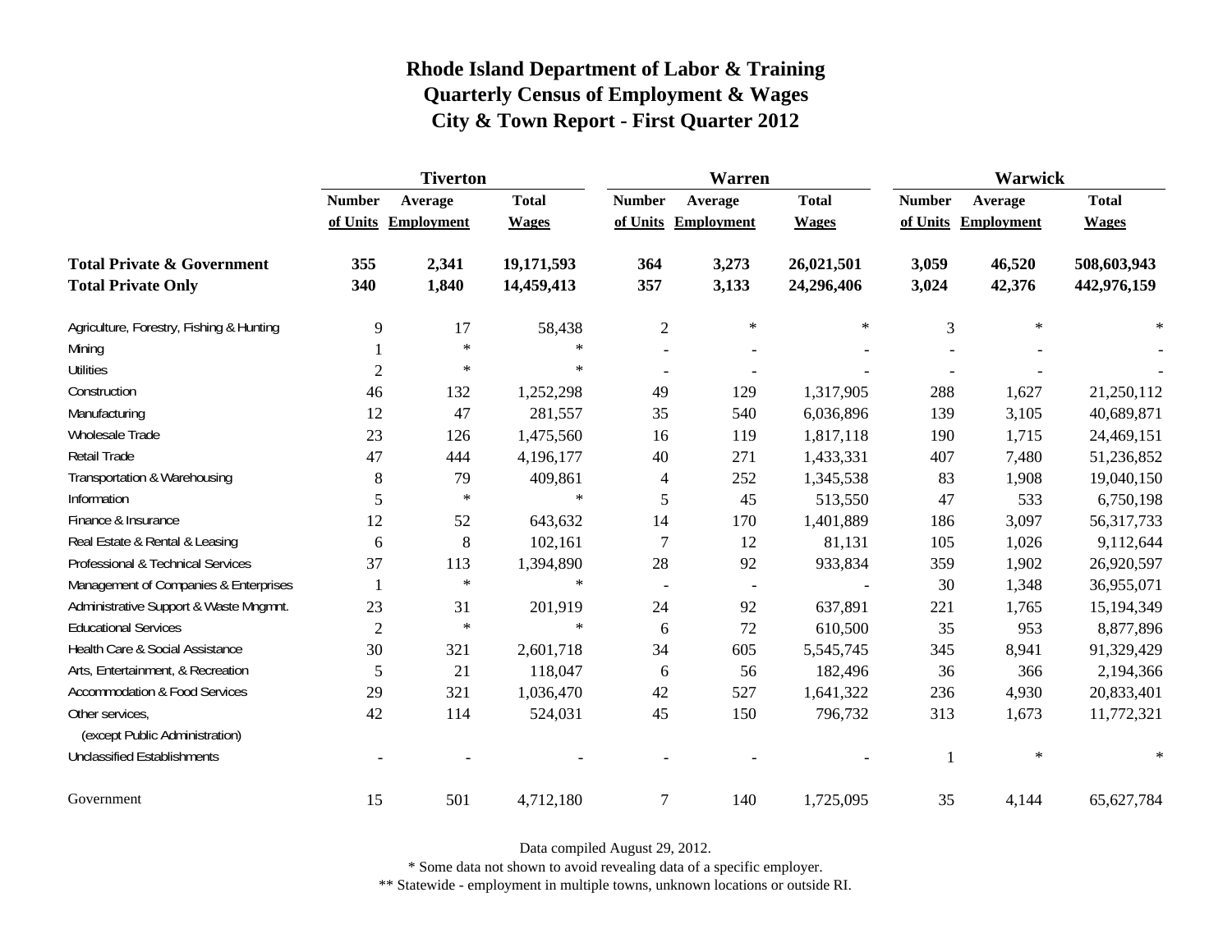# Rhode Island Department of Labor & Training
## Quarterly Census of Employment & Wages
## City & Town Report - First Quarter 2012

| | Tiverton | | | Warren | | | Warwick | | |
|---|---|---|---|---|---|---|---|---|---|
| | Number of Units | Average Employment | Total Wages | Number of Units | Average Employment | Total Wages | Number of Units | Average Employment | Total Wages |
| **Total Private & Government** | **355** | **2,341** | **19,171,593** | **364** | **3,273** | **26,021,501** | **3,059** | **46,520** | **508,603,943** |
| **Total Private Only** | **340** | **1,840** | **14,459,413** | **357** | **3,133** | **24,296,406** | **3,024** | **42,376** | **442,976,159** |
| Agriculture, Forestry, Fishing & Hunting | 9 | 17 | 58,438 | 2 | * | * | 3 | * | * |
| Mining | 1 | * | * | - | - | - | - | - | - |
| Utilities | 2 | * | * | - | - | - | - | - | - |
| Construction | 46 | 132 | 1,252,298 | 49 | 129 | 1,317,905 | 288 | 1,627 | 21,250,112 |
| Manufacturing | 12 | 47 | 281,557 | 35 | 540 | 6,036,896 | 139 | 3,105 | 40,689,871 |
| Wholesale Trade | 23 | 126 | 1,475,560 | 16 | 119 | 1,817,118 | 190 | 1,715 | 24,469,151 |
| Retail Trade | 47 | 444 | 4,196,177 | 40 | 271 | 1,433,331 | 407 | 7,480 | 51,236,852 |
| Transportation & Warehousing | 8 | 79 | 409,861 | 4 | 252 | 1,345,538 | 83 | 1,908 | 19,040,150 |
| Information | 5 | * | * | 5 | 45 | 513,550 | 47 | 533 | 6,750,198 |
| Finance & Insurance | 12 | 52 | 643,632 | 14 | 170 | 1,401,889 | 186 | 3,097 | 56,317,733 |
| Real Estate & Rental & Leasing | 6 | 8 | 102,161 | 7 | 12 | 81,131 | 105 | 1,026 | 9,112,644 |
| Professional & Technical Services | 37 | 113 | 1,394,890 | 28 | 92 | 933,834 | 359 | 1,902 | 26,920,597 |
| Management of Companies & Enterprises | 1 | * | * | - | - | - | 30 | 1,348 | 36,955,071 |
| Administrative Support & Waste Mngmnt. | 23 | 31 | 201,919 | 24 | 92 | 637,891 | 221 | 1,765 | 15,194,349 |
| Educational Services | 2 | * | * | 6 | 72 | 610,500 | 35 | 953 | 8,877,896 |
| Health Care & Social Assistance | 30 | 321 | 2,601,718 | 34 | 605 | 5,545,745 | 345 | 8,941 | 91,329,429 |
| Arts, Entertainment, & Recreation | 5 | 21 | 118,047 | 6 | 56 | 182,496 | 36 | 366 | 2,194,366 |
| Accommodation & Food Services | 29 | 321 | 1,036,470 | 42 | 527 | 1,641,322 | 236 | 4,930 | 20,833,401 |
| Other services, (except Public Administration) | 42 | 114 | 524,031 | 45 | 150 | 796,732 | 313 | 1,673 | 11,772,321 |
| Unclassified Establishments | - | - | - | - | - | - | 1 | * | * |
| Government | 15 | 501 | 4,712,180 | 7 | 140 | 1,725,095 | 35 | 4,144 | 65,627,784 |

Data compiled August 29, 2012.

* Some data not shown to avoid revealing data of a specific employer.

** Statewide - employment in multiple towns, unknown locations or outside RI.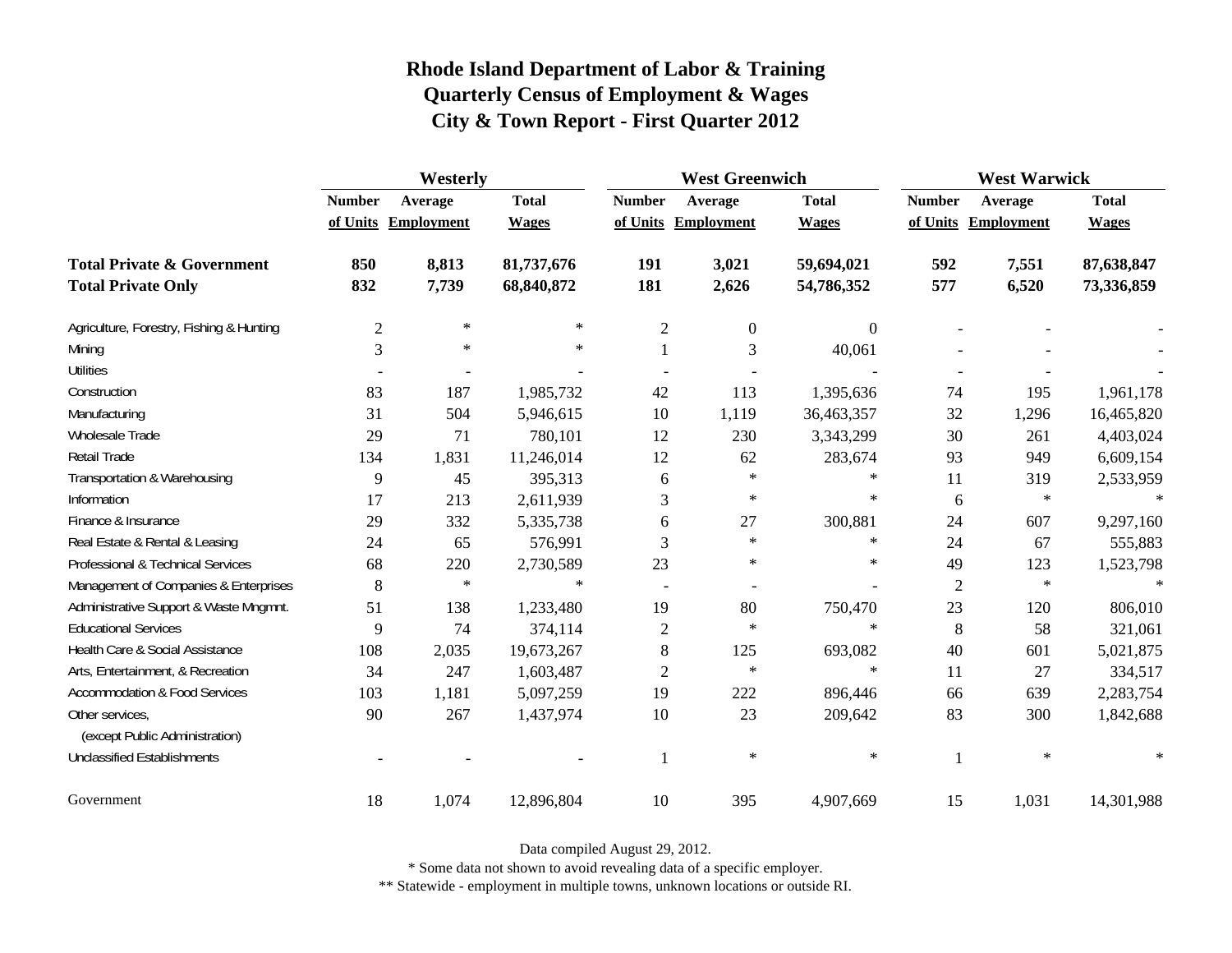# Rhode Island Department of Labor & Training
# Quarterly Census of Employment & Wages
# City & Town Report - First Quarter 2012

| | Westerly | | | West Greenwich | | | West Warwick | | |
|---|---|---|---|---|---|---|---|---|---|
| | Number of Units | Average Employment | Total Wages | Number of Units | Average Employment | Total Wages | Number of Units | Average Employment | Total Wages |
| **Total Private & Government** | **850** | **8,813** | **81,737,676** | **191** | **3,021** | **59,694,021** | **592** | **7,551** | **87,638,847** |
| **Total Private Only** | **832** | **7,739** | **68,840,872** | **181** | **2,626** | **54,786,352** | **577** | **6,520** | **73,336,859** |
| Agriculture, Forestry, Fishing & Hunting | 2 | * | * | 2 | 0 | 0 | - | - | - |
| Mining | 3 | * | * | 1 | 3 | 40,061 | - | - | - |
| Utilities | - | - | - | - | - | - | - | - | - |
| Construction | 83 | 187 | 1,985,732 | 42 | 113 | 1,395,636 | 74 | 195 | 1,961,178 |
| Manufacturing | 31 | 504 | 5,946,615 | 10 | 1,119 | 36,463,357 | 32 | 1,296 | 16,465,820 |
| Wholesale Trade | 29 | 71 | 780,101 | 12 | 230 | 3,343,299 | 30 | 261 | 4,403,024 |
| Retail Trade | 134 | 1,831 | 11,246,014 | 12 | 62 | 283,674 | 93 | 949 | 6,609,154 |
| Transportation & Warehousing | 9 | 45 | 395,313 | 6 | * | * | 11 | 319 | 2,533,959 |
| Information | 17 | 213 | 2,611,939 | 3 | * | * | 6 | * | * |
| Finance & Insurance | 29 | 332 | 5,335,738 | 6 | 27 | 300,881 | 24 | 607 | 9,297,160 |
| Real Estate & Rental & Leasing | 24 | 65 | 576,991 | 3 | * | * | 24 | 67 | 555,883 |
| Professional & Technical Services | 68 | 220 | 2,730,589 | 23 | * | * | 49 | 123 | 1,523,798 |
| Management of Companies & Enterprises | 8 | * | * | - | - | - | 2 | * | * |
| Administrative Support & Waste Mngmnt. | 51 | 138 | 1,233,480 | 19 | 80 | 750,470 | 23 | 120 | 806,010 |
| Educational Services | 9 | 74 | 374,114 | 2 | * | * | 8 | 58 | 321,061 |
| Health Care & Social Assistance | 108 | 2,035 | 19,673,267 | 8 | 125 | 693,082 | 40 | 601 | 5,021,875 |
| Arts, Entertainment, & Recreation | 34 | 247 | 1,603,487 | 2 | * | * | 11 | 27 | 334,517 |
| Accommodation & Food Services | 103 | 1,181 | 5,097,259 | 19 | 222 | 896,446 | 66 | 639 | 2,283,754 |
| Other services, (except Public Administration) | 90 | 267 | 1,437,974 | 10 | 23 | 209,642 | 83 | 300 | 1,842,688 |
| Unclassified Establishments | - | - | - | 1 | * | * | 1 | * | * |
| Government | 18 | 1,074 | 12,896,804 | 10 | 395 | 4,907,669 | 15 | 1,031 | 14,301,988 |

Data compiled August 29, 2012.

* Some data not shown to avoid revealing data of a specific employer.

** Statewide - employment in multiple towns, unknown locations or outside RI.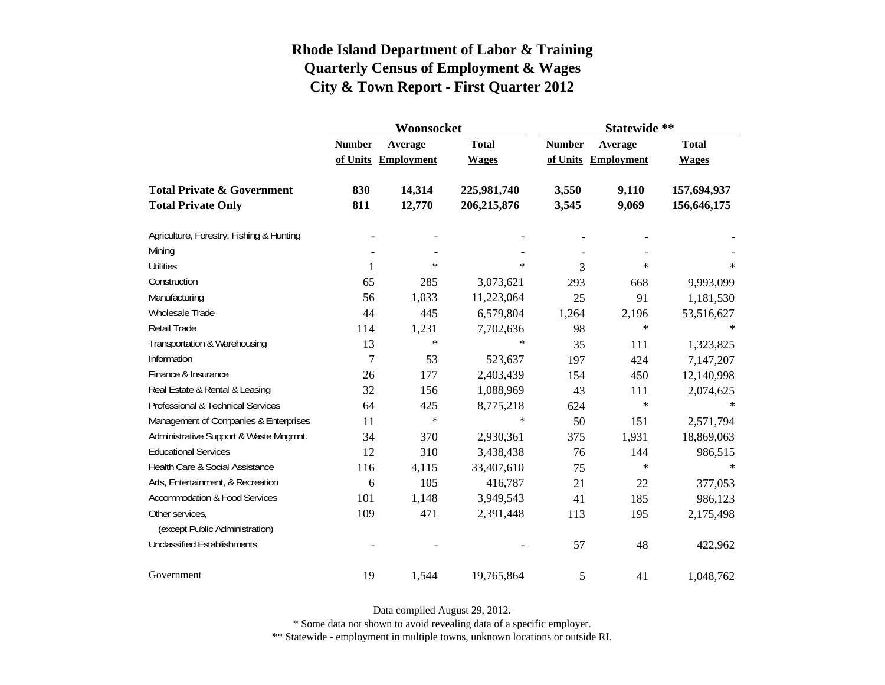# Rhode Island Department of Labor & Training
## Quarterly Census of Employment & Wages
## City & Town Report - First Quarter 2012

| | Woonsocket | | | Statewide ** | | |
|---|---|---|---|---|---|---|
| | Number of Units | Average Employment | Total Wages | Number of Units | Average Employment | Total Wages |
| **Total Private & Government** | **830** | **14,314** | **225,981,740** | **3,550** | **9,110** | **157,694,937** |
| **Total Private Only** | **811** | **12,770** | **206,215,876** | **3,545** | **9,069** | **156,646,175** |
| Agriculture, Forestry, Fishing & Hunting | - | - | - | - | - | - |
| Mining | - | - | - | - | - | - |
| Utilities | 1 | * | * | 3 | * | * |
| Construction | 65 | 285 | 3,073,621 | 293 | 668 | 9,993,099 |
| Manufacturing | 56 | 1,033 | 11,223,064 | 25 | 91 | 1,181,530 |
| Wholesale Trade | 44 | 445 | 6,579,804 | 1,264 | 2,196 | 53,516,627 |
| Retail Trade | 114 | 1,231 | 7,702,636 | 98 | * | * |
| Transportation & Warehousing | 13 | * | * | 35 | 111 | 1,323,825 |
| Information | 7 | 53 | 523,637 | 197 | 424 | 7,147,207 |
| Finance & Insurance | 26 | 177 | 2,403,439 | 154 | 450 | 12,140,998 |
| Real Estate & Rental & Leasing | 32 | 156 | 1,088,969 | 43 | 111 | 2,074,625 |
| Professional & Technical Services | 64 | 425 | 8,775,218 | 624 | * | * |
| Management of Companies & Enterprises | 11 | * | * | 50 | 151 | 2,571,794 |
| Administrative Support & Waste Mngmnt. | 34 | 370 | 2,930,361 | 375 | 1,931 | 18,869,063 |
| Educational Services | 12 | 310 | 3,438,438 | 76 | 144 | 986,515 |
| Health Care & Social Assistance | 116 | 4,115 | 33,407,610 | 75 | * | * |
| Arts, Entertainment, & Recreation | 6 | 105 | 416,787 | 21 | 22 | 377,053 |
| Accommodation & Food Services | 101 | 1,148 | 3,949,543 | 41 | 185 | 986,123 |
| Other services, (except Public Administration) | 109 | 471 | 2,391,448 | 113 | 195 | 2,175,498 |
| Unclassified Establishments | - | - | - | 57 | 48 | 422,962 |
| Government | 19 | 1,544 | 19,765,864 | 5 | 41 | 1,048,762 |

Data compiled August 29, 2012.

* Some data not shown to avoid revealing data of a specific employer.

** Statewide - employment in multiple towns, unknown locations or outside RI.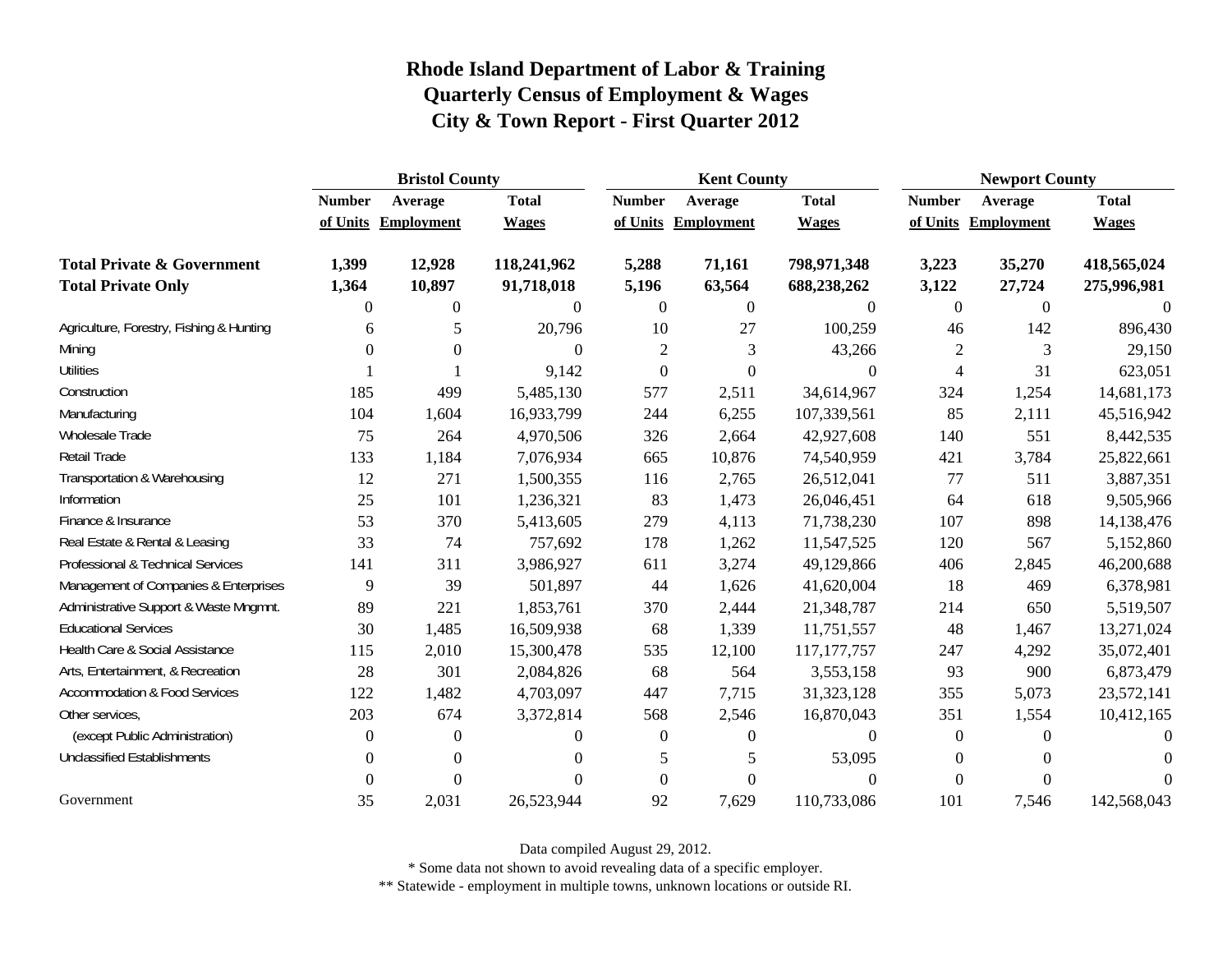# Rhode Island Department of Labor & Training
## Quarterly Census of Employment & Wages
## City & Town Report - First Quarter 2012

| | Bristol County | | | Kent County | | | Newport County | | |
|---|---|---|---|---|---|---|---|---|---|
| | Number of Units | Average Employment | Total Wages | Number of Units | Average Employment | Total Wages | Number of Units | Average Employment | Total Wages |
| **Total Private & Government** | **1,399** | **12,928** | **118,241,962** | **5,288** | **71,161** | **798,971,348** | **3,223** | **35,270** | **418,565,024** |
| **Total Private Only** | **1,364** | **10,897** | **91,718,018** | **5,196** | **63,564** | **688,238,262** | **3,122** | **27,724** | **275,996,981** |
| | 0 | 0 | 0 | 0 | 0 | 0 | 0 | 0 | 0 |
| Agriculture, Forestry, Fishing & Hunting | 6 | 5 | 20,796 | 10 | 27 | 100,259 | 46 | 142 | 896,430 |
| Mining | 0 | 0 | 0 | 2 | 3 | 43,266 | 2 | 3 | 29,150 |
| Utilities | 1 | 1 | 9,142 | 0 | 0 | 0 | 4 | 31 | 623,051 |
| Construction | 185 | 499 | 5,485,130 | 577 | 2,511 | 34,614,967 | 324 | 1,254 | 14,681,173 |
| Manufacturing | 104 | 1,604 | 16,933,799 | 244 | 6,255 | 107,339,561 | 85 | 2,111 | 45,516,942 |
| Wholesale Trade | 75 | 264 | 4,970,506 | 326 | 2,664 | 42,927,608 | 140 | 551 | 8,442,535 |
| Retail Trade | 133 | 1,184 | 7,076,934 | 665 | 10,876 | 74,540,959 | 421 | 3,784 | 25,822,661 |
| Transportation & Warehousing | 12 | 271 | 1,500,355 | 116 | 2,765 | 26,512,041 | 77 | 511 | 3,887,351 |
| Information | 25 | 101 | 1,236,321 | 83 | 1,473 | 26,046,451 | 64 | 618 | 9,505,966 |
| Finance & Insurance | 53 | 370 | 5,413,605 | 279 | 4,113 | 71,738,230 | 107 | 898 | 14,138,476 |
| Real Estate & Rental & Leasing | 33 | 74 | 757,692 | 178 | 1,262 | 11,547,525 | 120 | 567 | 5,152,860 |
| Professional & Technical Services | 141 | 311 | 3,986,927 | 611 | 3,274 | 49,129,866 | 406 | 2,845 | 46,200,688 |
| Management of Companies & Enterprises | 9 | 39 | 501,897 | 44 | 1,626 | 41,620,004 | 18 | 469 | 6,378,981 |
| Administrative Support & Waste Mngmnt. | 89 | 221 | 1,853,761 | 370 | 2,444 | 21,348,787 | 214 | 650 | 5,519,507 |
| Educational Services | 30 | 1,485 | 16,509,938 | 68 | 1,339 | 11,751,557 | 48 | 1,467 | 13,271,024 |
| Health Care & Social Assistance | 115 | 2,010 | 15,300,478 | 535 | 12,100 | 117,177,757 | 247 | 4,292 | 35,072,401 |
| Arts, Entertainment, & Recreation | 28 | 301 | 2,084,826 | 68 | 564 | 3,553,158 | 93 | 900 | 6,873,479 |
| Accommodation & Food Services | 122 | 1,482 | 4,703,097 | 447 | 7,715 | 31,323,128 | 355 | 5,073 | 23,572,141 |
| Other services, | 203 | 674 | 3,372,814 | 568 | 2,546 | 16,870,043 | 351 | 1,554 | 10,412,165 |
| (except Public Administration) | 0 | 0 | 0 | 0 | 0 | 0 | 0 | 0 | 0 |
| Unclassified Establishments | 0 | 0 | 0 | 5 | 5 | 53,095 | 0 | 0 | 0 |
| | 0 | 0 | 0 | 0 | 0 | 0 | 0 | 0 | 0 |
| Government | 35 | 2,031 | 26,523,944 | 92 | 7,629 | 110,733,086 | 101 | 7,546 | 142,568,043 |

Data compiled August 29, 2012.

* Some data not shown to avoid revealing data of a specific employer.

** Statewide - employment in multiple towns, unknown locations or outside RI.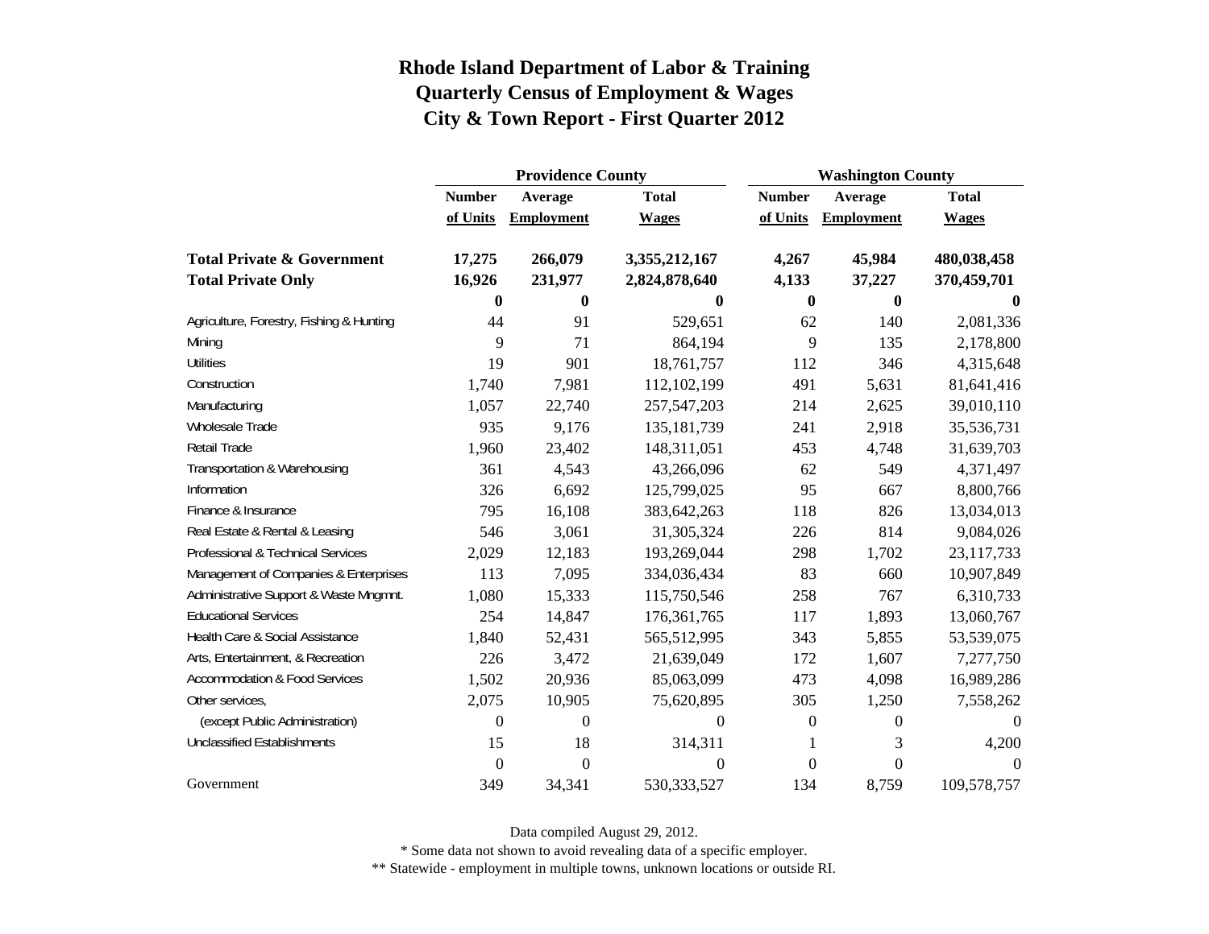# Rhode Island Department of Labor & Training
## Quarterly Census of Employment & Wages
## City & Town Report - First Quarter 2012

| | Providence County | | | Washington County | | |
|---|---|---|---|---|---|---|
| | **Number of Units** | **Average Employment** | **Total Wages** | **Number of Units** | **Average Employment** | **Total Wages** |
| **Total Private & Government** | **17,275** | **266,079** | **3,355,212,167** | **4,267** | **45,984** | **480,038,458** |
| **Total Private Only** | **16,926** | **231,977** | **2,824,878,640** | **4,133** | **37,227** | **370,459,701** |
| | **0** | **0** | **0** | **0** | **0** | **0** |
| Agriculture, Forestry, Fishing & Hunting | 44 | 91 | 529,651 | 62 | 140 | 2,081,336 |
| Mining | 9 | 71 | 864,194 | 9 | 135 | 2,178,800 |
| Utilities | 19 | 901 | 18,761,757 | 112 | 346 | 4,315,648 |
| Construction | 1,740 | 7,981 | 112,102,199 | 491 | 5,631 | 81,641,416 |
| Manufacturing | 1,057 | 22,740 | 257,547,203 | 214 | 2,625 | 39,010,110 |
| Wholesale Trade | 935 | 9,176 | 135,181,739 | 241 | 2,918 | 35,536,731 |
| Retail Trade | 1,960 | 23,402 | 148,311,051 | 453 | 4,748 | 31,639,703 |
| Transportation & Warehousing | 361 | 4,543 | 43,266,096 | 62 | 549 | 4,371,497 |
| Information | 326 | 6,692 | 125,799,025 | 95 | 667 | 8,800,766 |
| Finance & Insurance | 795 | 16,108 | 383,642,263 | 118 | 826 | 13,034,013 |
| Real Estate & Rental & Leasing | 546 | 3,061 | 31,305,324 | 226 | 814 | 9,084,026 |
| Professional & Technical Services | 2,029 | 12,183 | 193,269,044 | 298 | 1,702 | 23,117,733 |
| Management of Companies & Enterprises | 113 | 7,095 | 334,036,434 | 83 | 660 | 10,907,849 |
| Administrative Support & Waste Mngmnt. | 1,080 | 15,333 | 115,750,546 | 258 | 767 | 6,310,733 |
| Educational Services | 254 | 14,847 | 176,361,765 | 117 | 1,893 | 13,060,767 |
| Health Care & Social Assistance | 1,840 | 52,431 | 565,512,995 | 343 | 5,855 | 53,539,075 |
| Arts, Entertainment, & Recreation | 226 | 3,472 | 21,639,049 | 172 | 1,607 | 7,277,750 |
| Accommodation & Food Services | 1,502 | 20,936 | 85,063,099 | 473 | 4,098 | 16,989,286 |
| Other services, | 2,075 | 10,905 | 75,620,895 | 305 | 1,250 | 7,558,262 |
| (except Public Administration) | 0 | 0 | 0 | 0 | 0 | 0 |
| Unclassified Establishments | 15 | 18 | 314,311 | 1 | 3 | 4,200 |
| | 0 | 0 | 0 | 0 | 0 | 0 |
| Government | 349 | 34,341 | 530,333,527 | 134 | 8,759 | 109,578,757 |

Data compiled August 29, 2012.

* Some data not shown to avoid revealing data of a specific employer.

** Statewide - employment in multiple towns, unknown locations or outside RI.